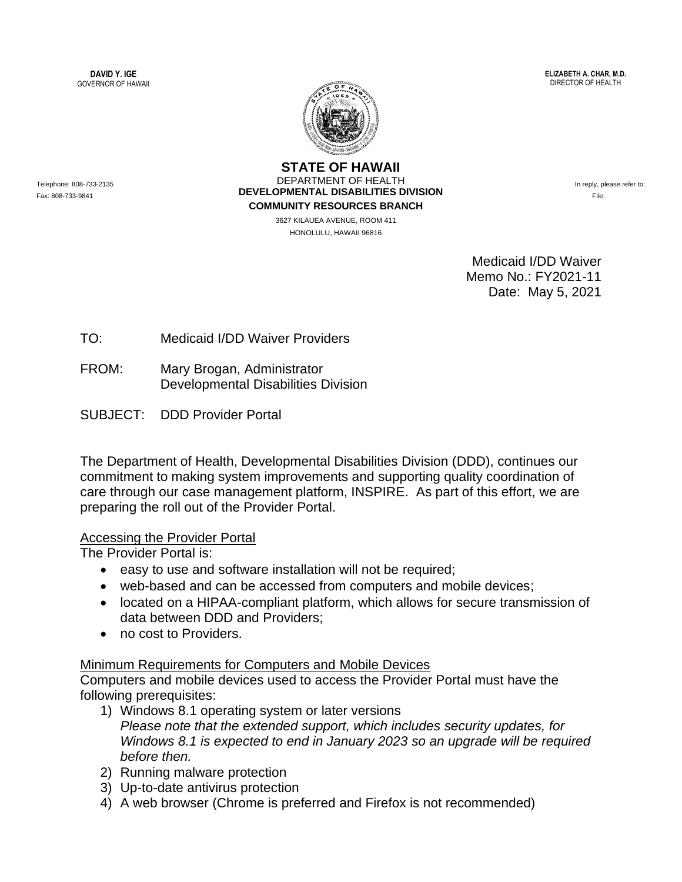**DAVID Y. IGE**
GOVERNOR OF HAWAII

**ELIZABETH A. CHAR, M.D.**
DIRECTOR OF HEALTH

**STATE OF HAWAII**
DEPARTMENT OF HEALTH
**DEVELOPMENTAL DISABILITIES DIVISION**
**COMMUNITY RESOURCES BRANCH**
3627 KILAUEA AVENUE, ROOM 411
HONOLULU, HAWAII 96816

Telephone: 808-733-2135
Fax: 808-733-9841

In reply, please refer to:
File:

Medicaid I/DD Waiver
Memo No.: FY2021-11
Date: May 5, 2021

TO: Medicaid I/DD Waiver Providers

FROM: Mary Brogan, Administrator
Developmental Disabilities Division

SUBJECT: DDD Provider Portal

The Department of Health, Developmental Disabilities Division (DDD), continues our commitment to making system improvements and supporting quality coordination of care through our case management platform, INSPIRE. As part of this effort, we are preparing the roll out of the Provider Portal.

<u>Accessing the Provider Portal</u>

The Provider Portal is:

- easy to use and software installation will not be required;
- web-based and can be accessed from computers and mobile devices;
- located on a HIPAA-compliant platform, which allows for secure transmission of data between DDD and Providers;
- no cost to Providers.

<u>Minimum Requirements for Computers and Mobile Devices</u>

Computers and mobile devices used to access the Provider Portal must have the following prerequisites:

1) Windows 8.1 operating system or later versions
   *Please note that the extended support, which includes security updates, for Windows 8.1 is expected to end in January 2023 so an upgrade will be required before then.*
2) Running malware protection
3) Up-to-date antivirus protection
4) A web browser (Chrome is preferred and Firefox is not recommended)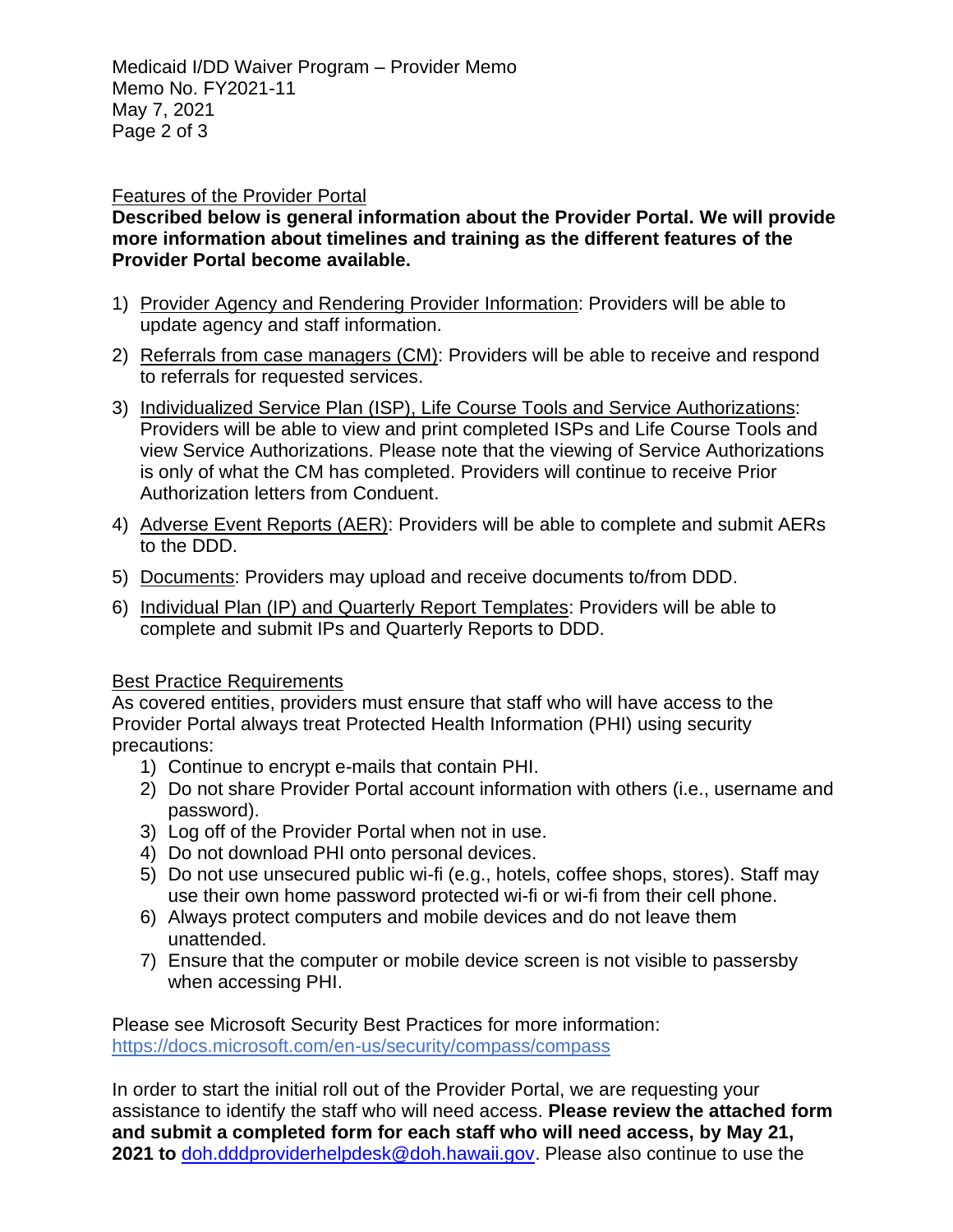## Features of the Provider Portal

**Described below is general information about the Provider Portal. We will provide more information about timelines and training as the different features of the Provider Portal become available.**

1) Provider Agency and Rendering Provider Information: Providers will be able to update agency and staff information.
2) Referrals from case managers (CM): Providers will be able to receive and respond to referrals for requested services.
3) Individualized Service Plan (ISP), Life Course Tools and Service Authorizations: Providers will be able to view and print completed ISPs and Life Course Tools and view Service Authorizations. Please note that the viewing of Service Authorizations is only of what the CM has completed. Providers will continue to receive Prior Authorization letters from Conduent.
4) Adverse Event Reports (AER): Providers will be able to complete and submit AERs to the DDD.
5) Documents: Providers may upload and receive documents to/from DDD.
6) Individual Plan (IP) and Quarterly Report Templates: Providers will be able to complete and submit IPs and Quarterly Reports to DDD.

## Best Practice Requirements

As covered entities, providers must ensure that staff who will have access to the Provider Portal always treat Protected Health Information (PHI) using security precautions:

1) Continue to encrypt e-mails that contain PHI.
2) Do not share Provider Portal account information with others (i.e., username and password).
3) Log off of the Provider Portal when not in use.
4) Do not download PHI onto personal devices.
5) Do not use unsecured public wi-fi (e.g., hotels, coffee shops, stores). Staff may use their own home password protected wi-fi or wi-fi from their cell phone.
6) Always protect computers and mobile devices and do not leave them unattended.
7) Ensure that the computer or mobile device screen is not visible to passersby when accessing PHI.

Please see Microsoft Security Best Practices for more information: https://docs.microsoft.com/en-us/security/compass/compass

In order to start the initial roll out of the Provider Portal, we are requesting your assistance to identify the staff who will need access. **Please review the attached form and submit a completed form for each staff who will need access, by May 21, 2021 to** doh.dddproviderhelpdesk@doh.hawaii.gov. Please also continue to use the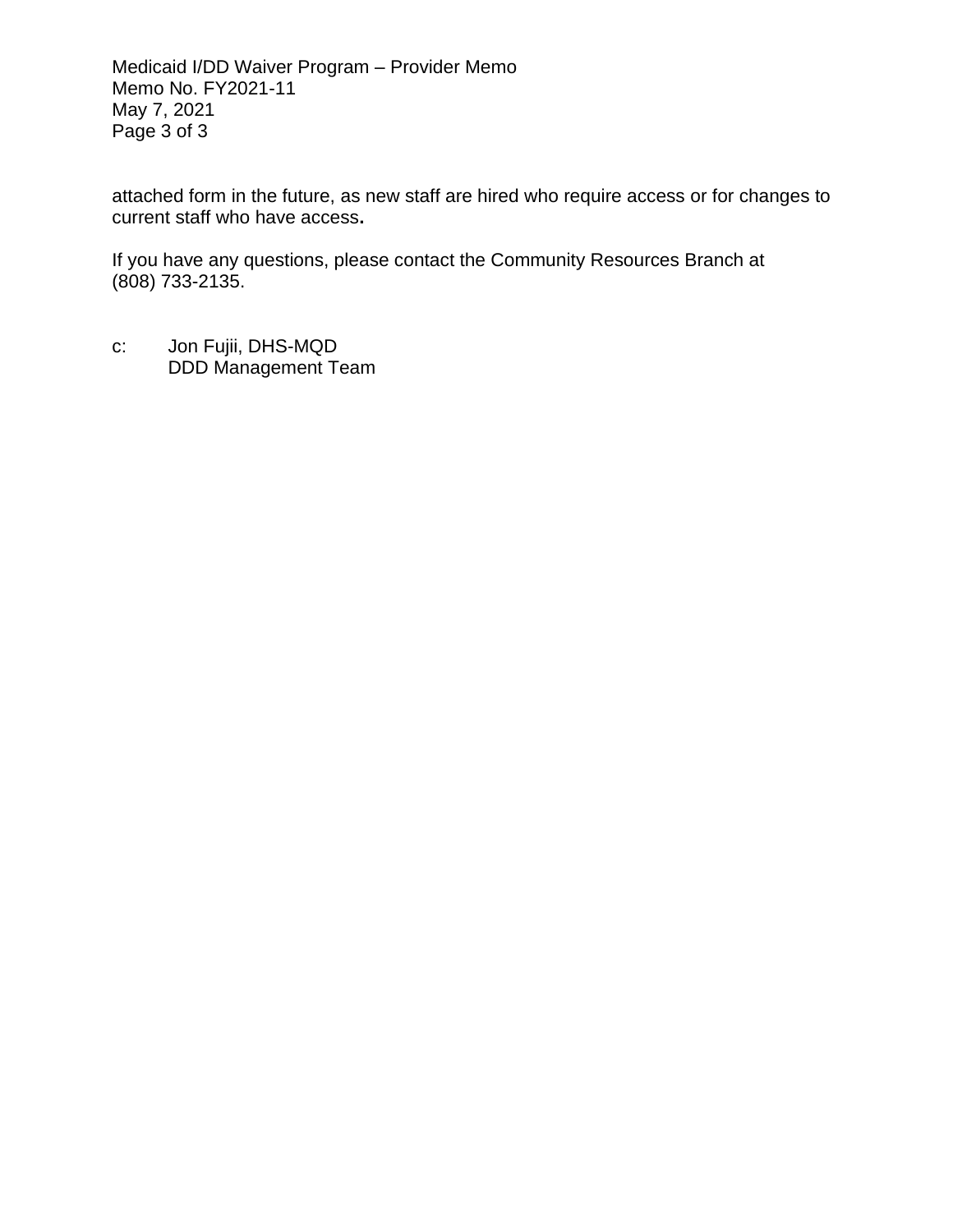attached form in the future, as new staff are hired who require access or for changes to current staff who have access**.**

If you have any questions, please contact the Community Resources Branch at (808) 733-2135.

c: Jon Fujii, DHS-MQD
DDD Management Team